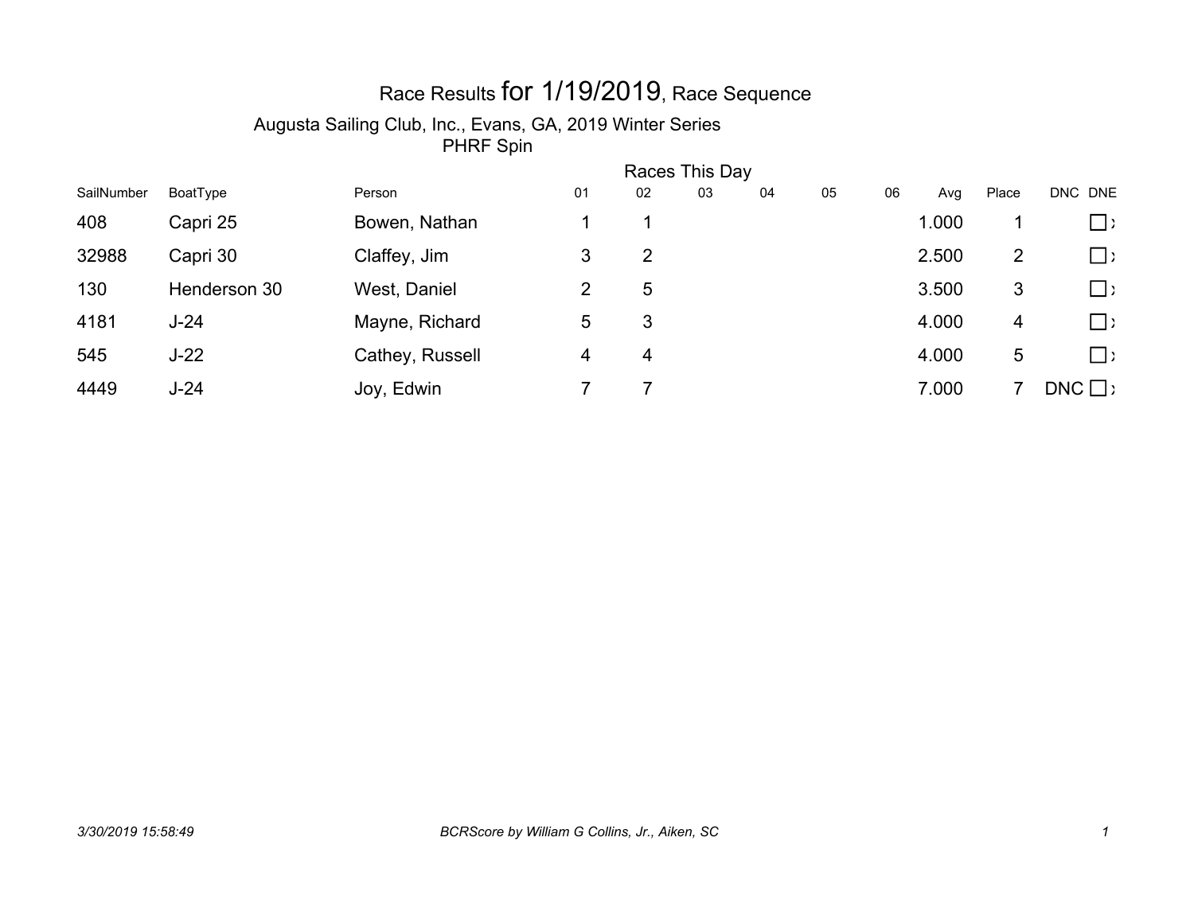# Race Results for 1/19/2019, Race Sequence

Augusta Sailing Club, Inc., Evans, GA, 2019 Winter Series

PHRF Spin

| SailNumber | BoatType | Person | Races This Day 01 | 02 | 03 | 04 | 05 | 06 | Avg | Place | DNC | DNE |
|---|---|---|---|---|---|---|---|---|---|---|---|---|
| 408 | Capri 25 | Bowen, Nathan | 1 | 1 | | | | | 1.000 | 1 | | ☐ |
| 32988 | Capri 30 | Claffey, Jim | 3 | 2 | | | | | 2.500 | 2 | | ☐ |
| 130 | Henderson 30 | West, Daniel | 2 | 5 | | | | | 3.500 | 3 | | ☐ |
| 4181 | J-24 | Mayne, Richard | 5 | 3 | | | | | 4.000 | 4 | | ☐ |
| 545 | J-22 | Cathey, Russell | 4 | 4 | | | | | 4.000 | 5 | | ☐ |
| 4449 | J-24 | Joy, Edwin | 7 | 7 | | | | | 7.000 | 7 | DNC | ☐ |

*3/30/2019 15:58:49* *BCRScore by William G Collins, Jr., Aiken, SC*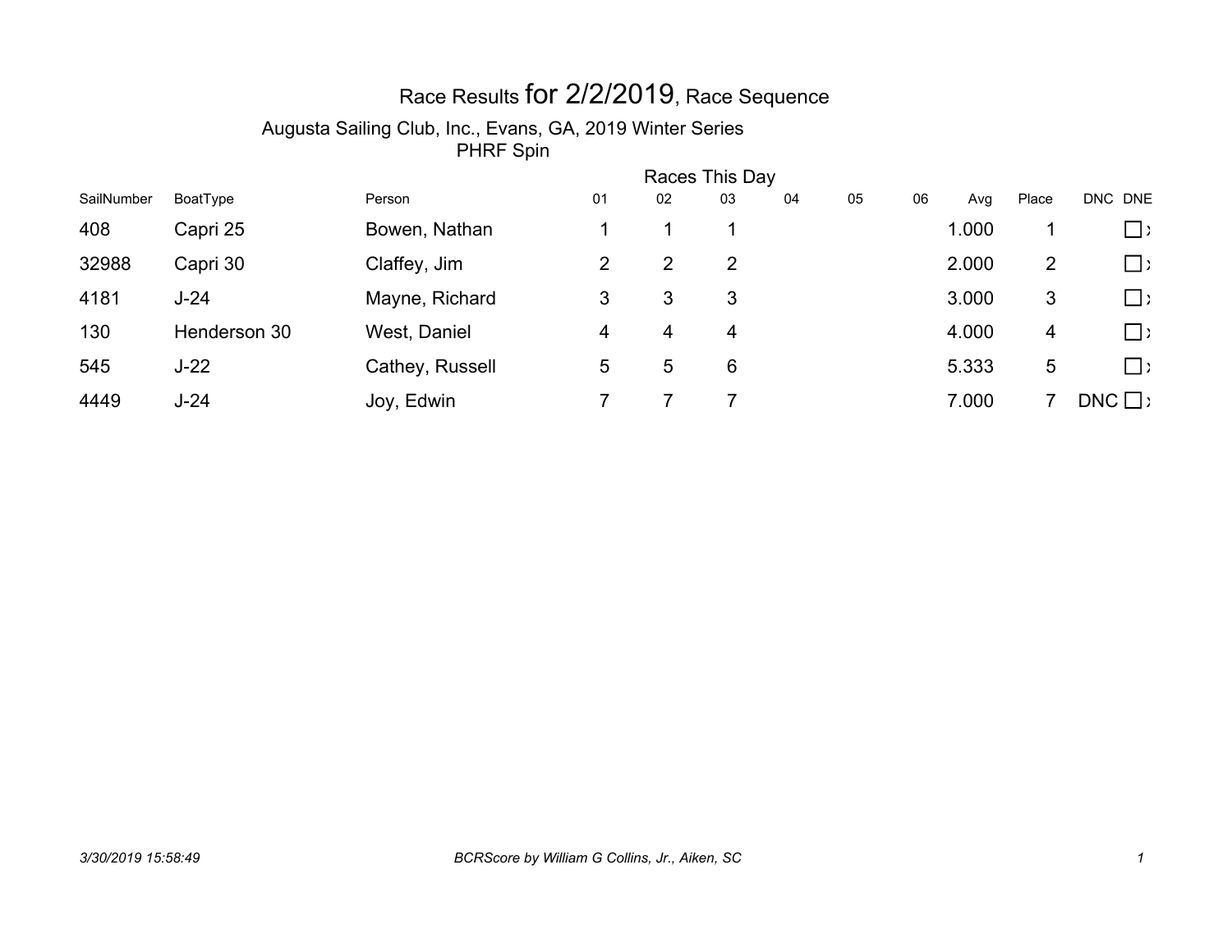# Race Results for 2/2/2019, Race Sequence

Augusta Sailing Club, Inc., Evans, GA, 2019 Winter Series

PHRF Spin

| SailNumber | BoatType | Person | Races This Day 01 | 02 | 03 | 04 | 05 | 06 | Avg | Place | DNC | DNE |
|---|---|---|---|---|---|---|---|---|---|---|---|---|
| 408 | Capri 25 | Bowen, Nathan | 1 | 1 | 1 | | | | 1.000 | 1 | | ☐ x |
| 32988 | Capri 30 | Claffey, Jim | 2 | 2 | 2 | | | | 2.000 | 2 | | ☐ x |
| 4181 | J-24 | Mayne, Richard | 3 | 3 | 3 | | | | 3.000 | 3 | | ☐ x |
| 130 | Henderson 30 | West, Daniel | 4 | 4 | 4 | | | | 4.000 | 4 | | ☐ x |
| 545 | J-22 | Cathey, Russell | 5 | 5 | 6 | | | | 5.333 | 5 | | ☐ x |
| 4449 | J-24 | Joy, Edwin | 7 | 7 | 7 | | | | 7.000 | 7 | DNC | ☐ x |

*3/30/2019 15:58:49* *BCRScore by William G Collins, Jr., Aiken, SC*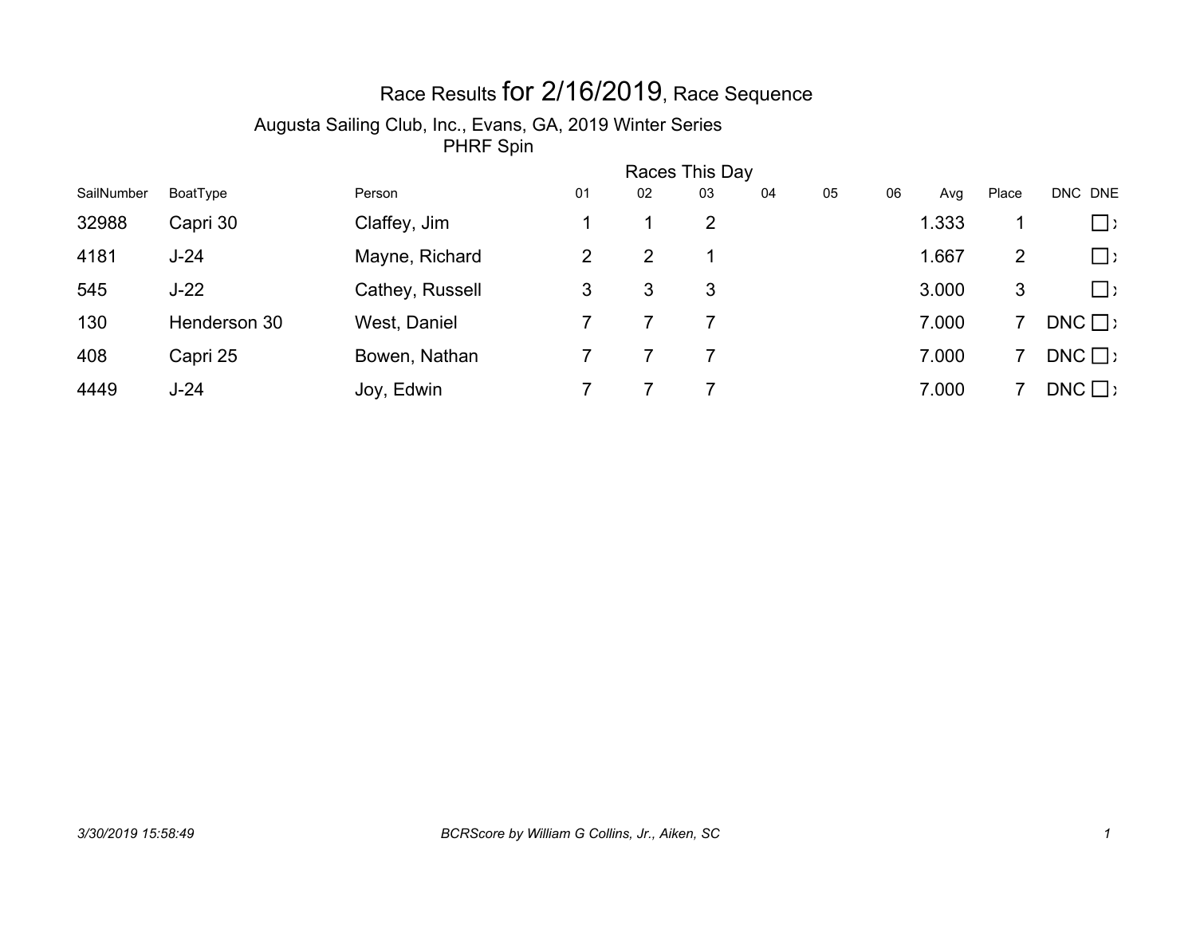# Race Results for 2/16/2019, Race Sequence

## Augusta Sailing Club, Inc., Evans, GA, 2019 Winter Series

### PHRF Spin

| SailNumber | BoatType | Person | Races This Day 01 | 02 | 03 | 04 | 05 | 06 | Avg | Place | DNC | DNE |
|---|---|---|---|---|---|---|---|---|---|---|---|---|
| 32988 | Capri 30 | Claffey, Jim | 1 | 1 | 2 | | | | 1.333 | 1 | | ☐ |
| 4181 | J-24 | Mayne, Richard | 2 | 2 | 1 | | | | 1.667 | 2 | | ☐ |
| 545 | J-22 | Cathey, Russell | 3 | 3 | 3 | | | | 3.000 | 3 | | ☐ |
| 130 | Henderson 30 | West, Daniel | 7 | 7 | 7 | | | | 7.000 | 7 | DNC | ☐ |
| 408 | Capri 25 | Bowen, Nathan | 7 | 7 | 7 | | | | 7.000 | 7 | DNC | ☐ |
| 4449 | J-24 | Joy, Edwin | 7 | 7 | 7 | | | | 7.000 | 7 | DNC | ☐ |

*3/30/2019 15:58:49* *BCRScore by William G Collins, Jr., Aiken, SC*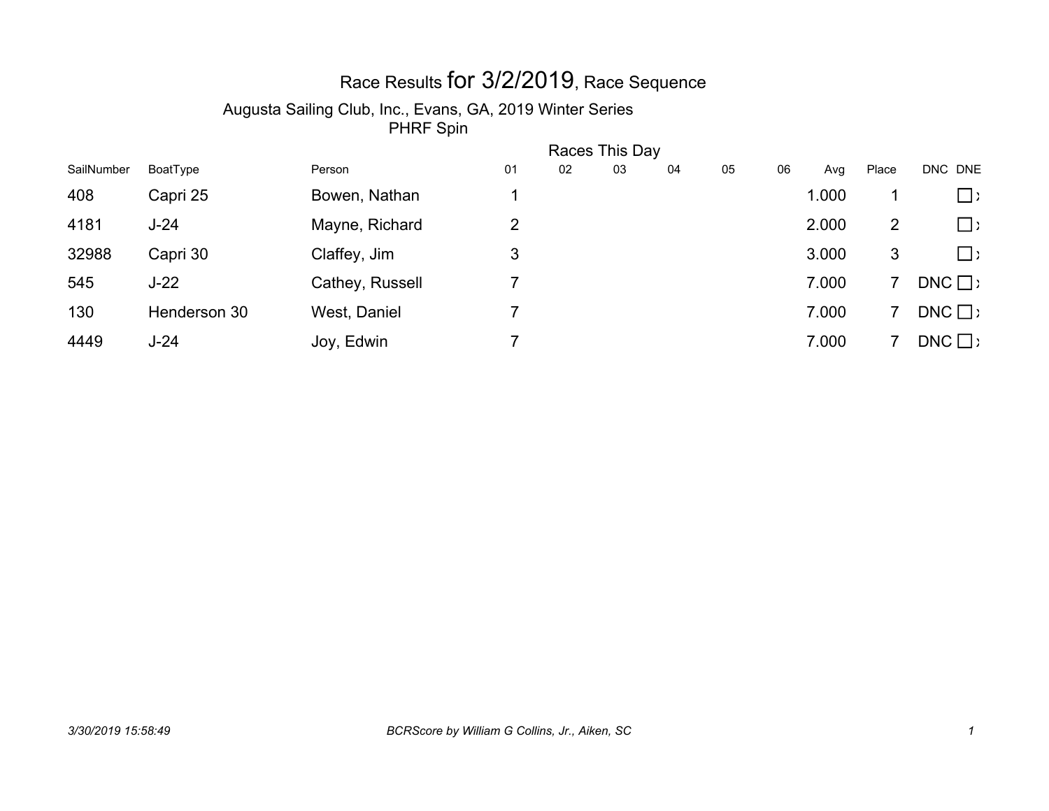# Race Results for 3/2/2019, Race Sequence

## Augusta Sailing Club, Inc., Evans, GA, 2019 Winter Series

### PHRF Spin

| | | | Races This Day | | | | | | | | | |
|---|---|---|---|---|---|---|---|---|---|---|---|---|
| SailNumber | BoatType | Person | 01 | 02 | 03 | 04 | 05 | 06 | Avg | Place | DNC | DNE |
| 408 | Capri 25 | Bowen, Nathan | 1 | | | | | | 1.000 | 1 | | ☐ x |
| 4181 | J-24 | Mayne, Richard | 2 | | | | | | 2.000 | 2 | | ☐ x |
| 32988 | Capri 30 | Claffey, Jim | 3 | | | | | | 3.000 | 3 | | ☐ x |
| 545 | J-22 | Cathey, Russell | 7 | | | | | | 7.000 | 7 | DNC | ☐ x |
| 130 | Henderson 30 | West, Daniel | 7 | | | | | | 7.000 | 7 | DNC | ☐ x |
| 4449 | J-24 | Joy, Edwin | 7 | | | | | | 7.000 | 7 | DNC | ☐ x |

*3/30/2019 15:58:49* *BCRScore by William G Collins, Jr., Aiken, SC*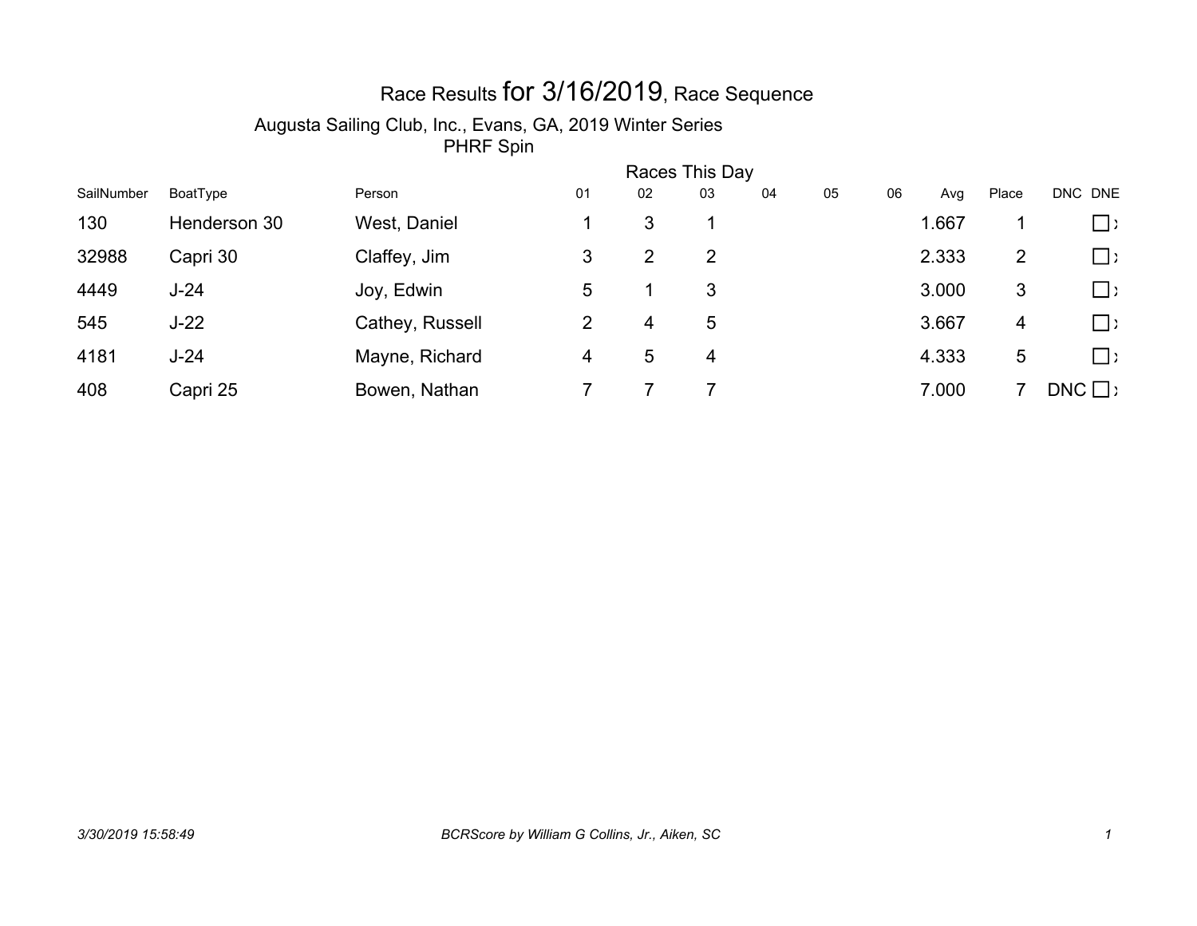# Race Results for 3/16/2019, Race Sequence

## Augusta Sailing Club, Inc., Evans, GA, 2019 Winter Series

### PHRF Spin

| SailNumber | BoatType | Person | Races This Day 01 | 02 | 03 | 04 | 05 | 06 | Avg | Place | DNC | DNE |
|---|---|---|---|---|---|---|---|---|---|---|---|---|
| 130 | Henderson 30 | West, Daniel | 1 | 3 | 1 | | | | 1.667 | 1 | | ☐ |
| 32988 | Capri 30 | Claffey, Jim | 3 | 2 | 2 | | | | 2.333 | 2 | | ☐ |
| 4449 | J-24 | Joy, Edwin | 5 | 1 | 3 | | | | 3.000 | 3 | | ☐ |
| 545 | J-22 | Cathey, Russell | 2 | 4 | 5 | | | | 3.667 | 4 | | ☐ |
| 4181 | J-24 | Mayne, Richard | 4 | 5 | 4 | | | | 4.333 | 5 | | ☐ |
| 408 | Capri 25 | Bowen, Nathan | 7 | 7 | 7 | | | | 7.000 | 7 | DNC | ☐ |

*3/30/2019 15:58:49* *BCRScore by William G Collins, Jr., Aiken, SC*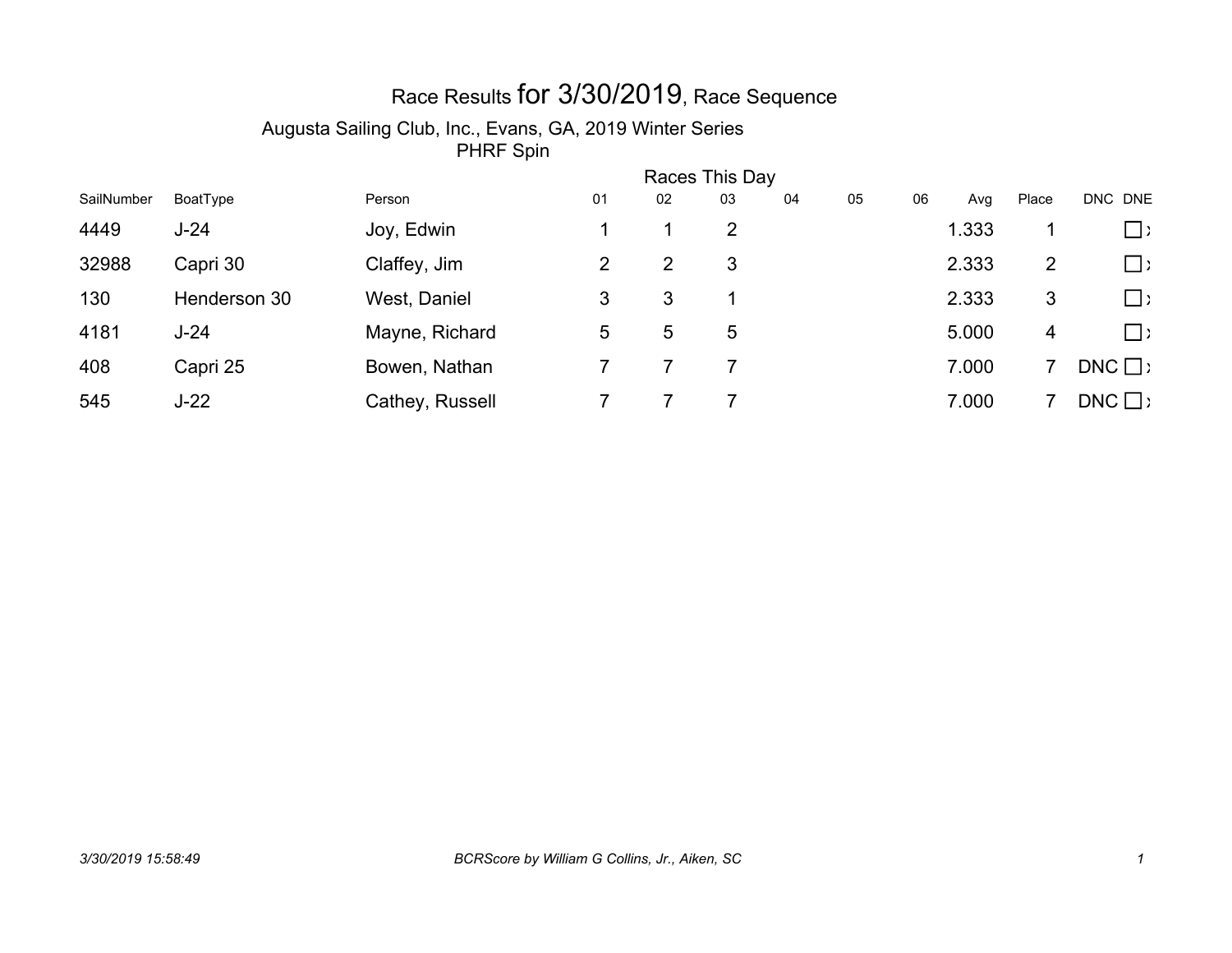# Race Results for 3/30/2019, Race Sequence

Augusta Sailing Club, Inc., Evans, GA, 2019 Winter Series

PHRF Spin

| SailNumber | BoatType | Person | 01 | 02 | 03 | 04 | 05 | 06 | Avg | Place | DNC | DNE |
|---|---|---|---|---|---|---|---|---|---|---|---|---|
| | | | Races This Day | | | | | | | | | |
| 4449 | J-24 | Joy, Edwin | 1 | 1 | 2 | | | | 1.333 | 1 | | ☐ |
| 32988 | Capri 30 | Claffey, Jim | 2 | 2 | 3 | | | | 2.333 | 2 | | ☐ |
| 130 | Henderson 30 | West, Daniel | 3 | 3 | 1 | | | | 2.333 | 3 | | ☐ |
| 4181 | J-24 | Mayne, Richard | 5 | 5 | 5 | | | | 5.000 | 4 | | ☐ |
| 408 | Capri 25 | Bowen, Nathan | 7 | 7 | 7 | | | | 7.000 | 7 | DNC | ☐ |
| 545 | J-22 | Cathey, Russell | 7 | 7 | 7 | | | | 7.000 | 7 | DNC | ☐ |

*3/30/2019 15:58:49* *BCRScore by William G Collins, Jr., Aiken, SC*